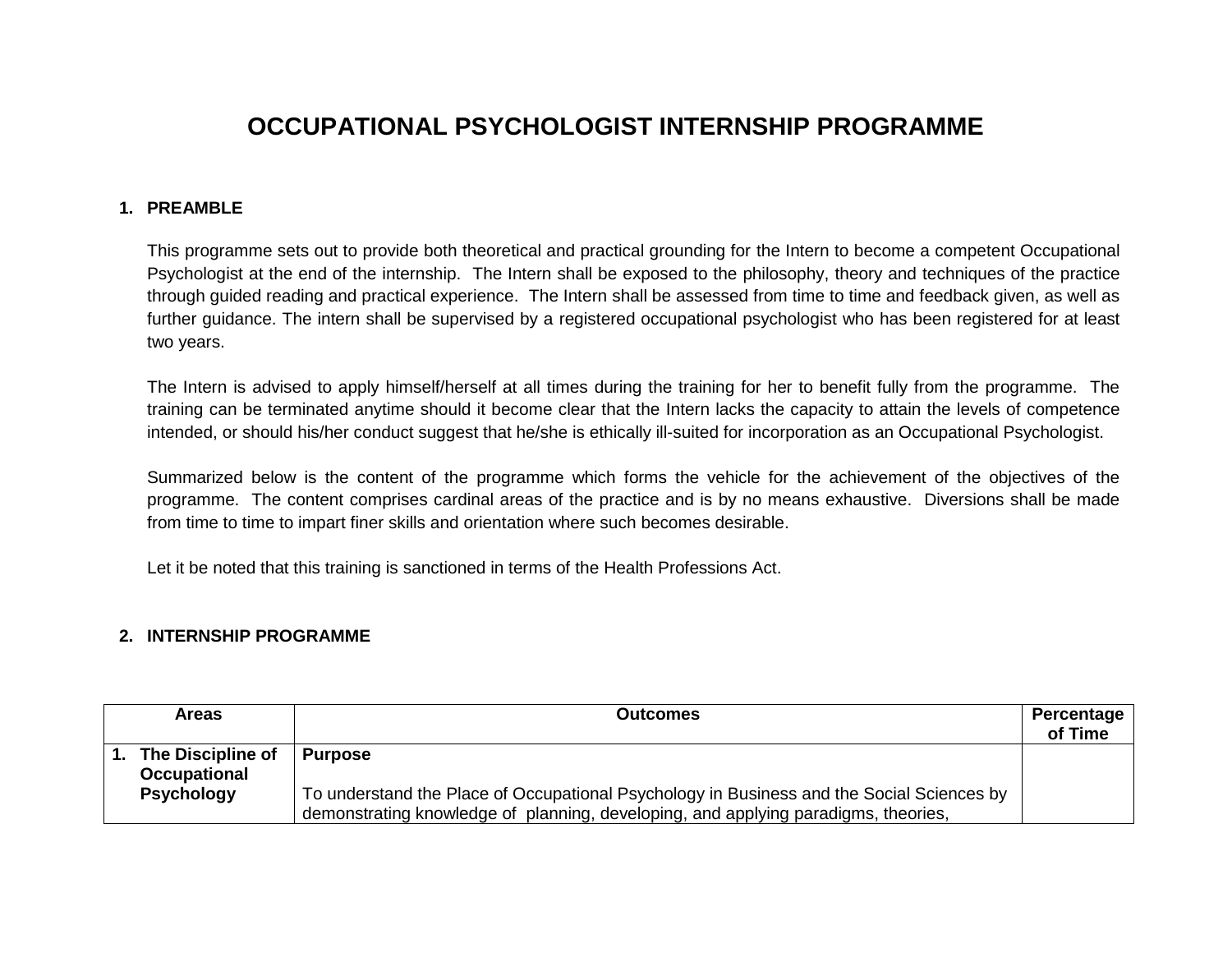# OCCUPATIONAL PSYCHOLOGIST INTERNSHIP PROGRAMME

## 1. PREAMBLE

This programme sets out to provide both theoretical and practical grounding for the Intern to become a competent Occupational Psychologist at the end of the internship. The Intern shall be exposed to the philosophy, theory and techniques of the practice through guided reading and practical experience. The Intern shall be assessed from time to time and feedback given, as well as further guidance. The intern shall be supervised by a registered occupational psychologist who has been registered for at least two years.

The Intern is advised to apply himself/herself at all times during the training for her to benefit fully from the programme. The training can be terminated anytime should it become clear that the Intern lacks the capacity to attain the levels of competence intended, or should his/her conduct suggest that he/she is ethically ill-suited for incorporation as an Occupational Psychologist.

Summarized below is the content of the programme which forms the vehicle for the achievement of the objectives of the programme. The content comprises cardinal areas of the practice and is by no means exhaustive. Diversions shall be made from time to time to impart finer skills and orientation where such becomes desirable.

Let it be noted that this training is sanctioned in terms of the Health Professions Act.

## 2. INTERNSHIP PROGRAMME

| Areas | Outcomes | Percentage of Time |
|---|---|---|
| **1. The Discipline of Occupational Psychology** | **Purpose**<br><br>To understand the Place of Occupational Psychology in Business and the Social Sciences by demonstrating knowledge of planning, developing, and applying paradigms, theories, | |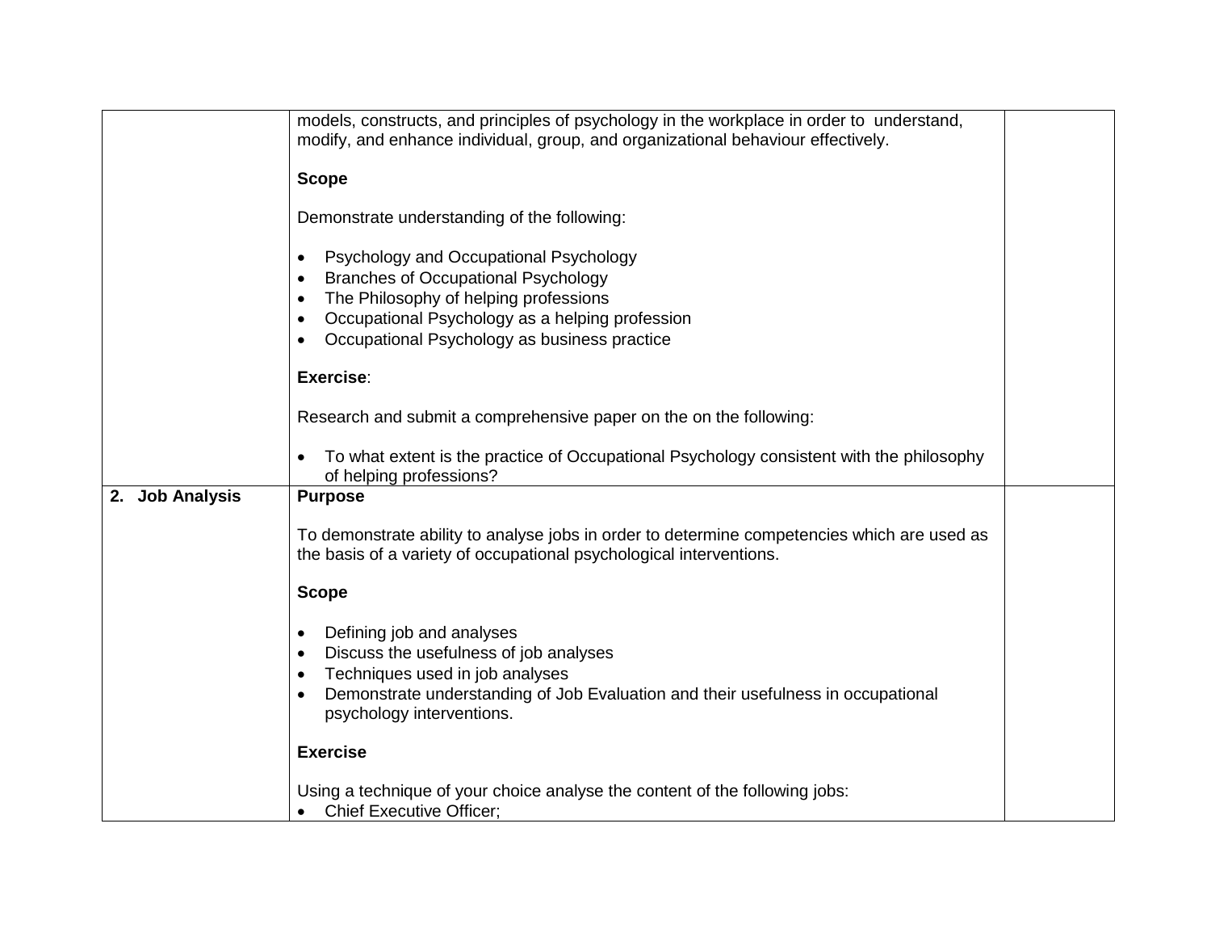| | | |
|---|---|---|
| | models, constructs, and principles of psychology in the workplace in order to understand, modify, and enhance individual, group, and organizational behaviour effectively.<br><br>**Scope**<br><br>Demonstrate understanding of the following:<br><br>• Psychology and Occupational Psychology<br>• Branches of Occupational Psychology<br>• The Philosophy of helping professions<br>• Occupational Psychology as a helping profession<br>• Occupational Psychology as business practice<br><br>**Exercise**:<br><br>Research and submit a comprehensive paper on the on the following:<br><br>• To what extent is the practice of Occupational Psychology consistent with the philosophy of helping professions? | |
| **2. Job Analysis** | **Purpose**<br><br>To demonstrate ability to analyse jobs in order to determine competencies which are used as the basis of a variety of occupational psychological interventions.<br><br>**Scope**<br><br>• Defining job and analyses<br>• Discuss the usefulness of job analyses<br>• Techniques used in job analyses<br>• Demonstrate understanding of Job Evaluation and their usefulness in occupational psychology interventions.<br><br>**Exercise**<br><br>Using a technique of your choice analyse the content of the following jobs:<br>• Chief Executive Officer; | |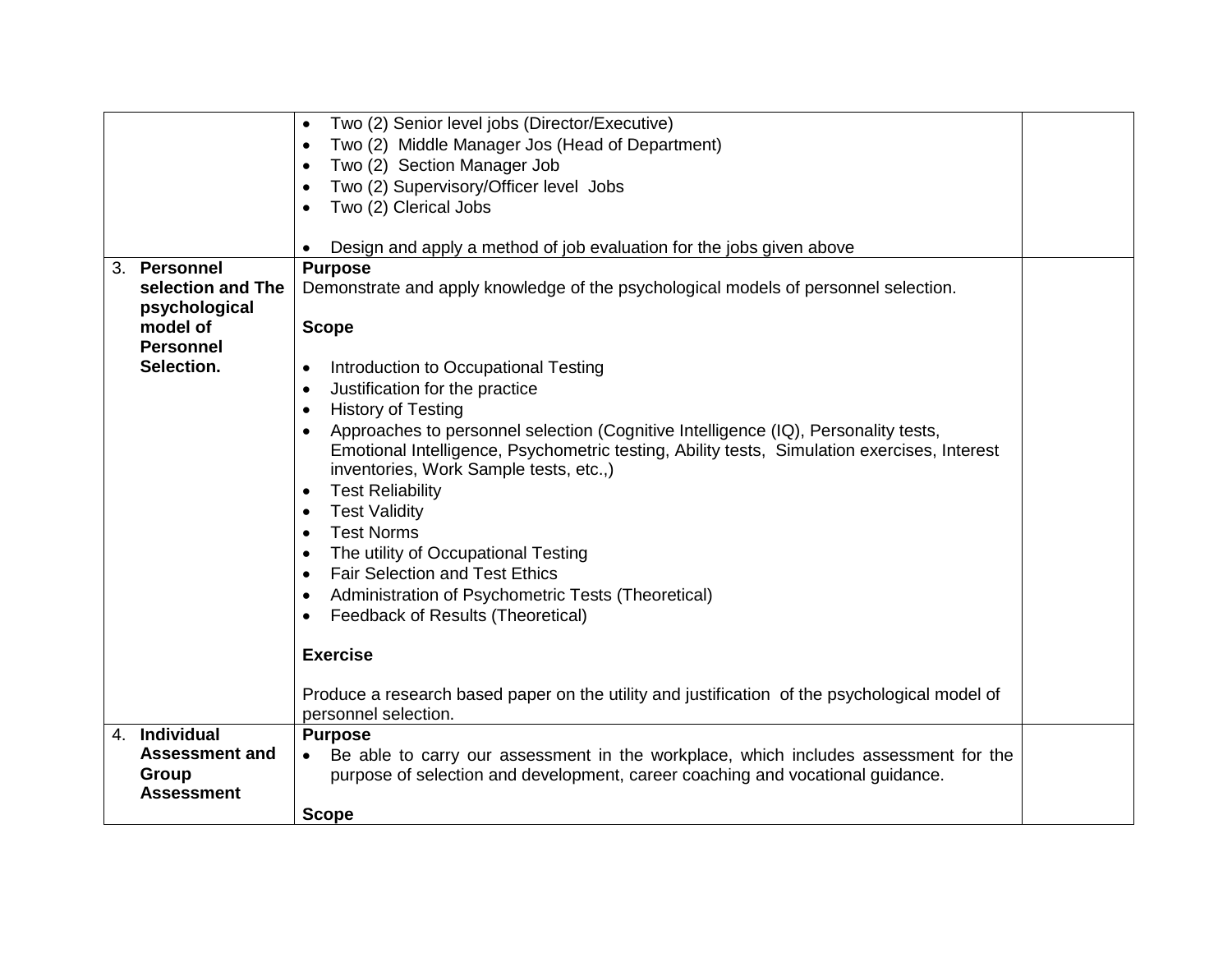| | | |
|---|---|---|
| | • Two (2) Senior level jobs (Director/Executive)<br>• Two (2)  Middle Manager Jos (Head of Department)<br>• Two (2)  Section Manager Job<br>• Two (2) Supervisory/Officer level  Jobs<br>• Two (2) Clerical Jobs<br><br>• Design and apply a method of job evaluation for the jobs given above | |
| 3. **Personnel selection and The psychological model of Personnel Selection.** | **Purpose**<br>Demonstrate and apply knowledge of the psychological models of personnel selection.<br><br>**Scope**<br><br>• Introduction to Occupational Testing<br>• Justification for the practice<br>• History of Testing<br>• Approaches to personnel selection (Cognitive Intelligence (IQ), Personality tests, Emotional Intelligence, Psychometric testing, Ability tests,  Simulation exercises, Interest inventories, Work Sample tests, etc.,)<br>• Test Reliability<br>• Test Validity<br>• Test Norms<br>• The utility of Occupational Testing<br>• Fair Selection and Test Ethics<br>• Administration of Psychometric Tests (Theoretical)<br>• Feedback of Results (Theoretical)<br><br>**Exercise**<br><br>Produce a research based paper on the utility and justification  of the psychological model of personnel selection. | |
| 4. **Individual Assessment and Group Assessment** | **Purpose**<br>• Be able to carry our assessment in the workplace, which includes assessment for the purpose of selection and development, career coaching and vocational guidance.<br><br>**Scope** | |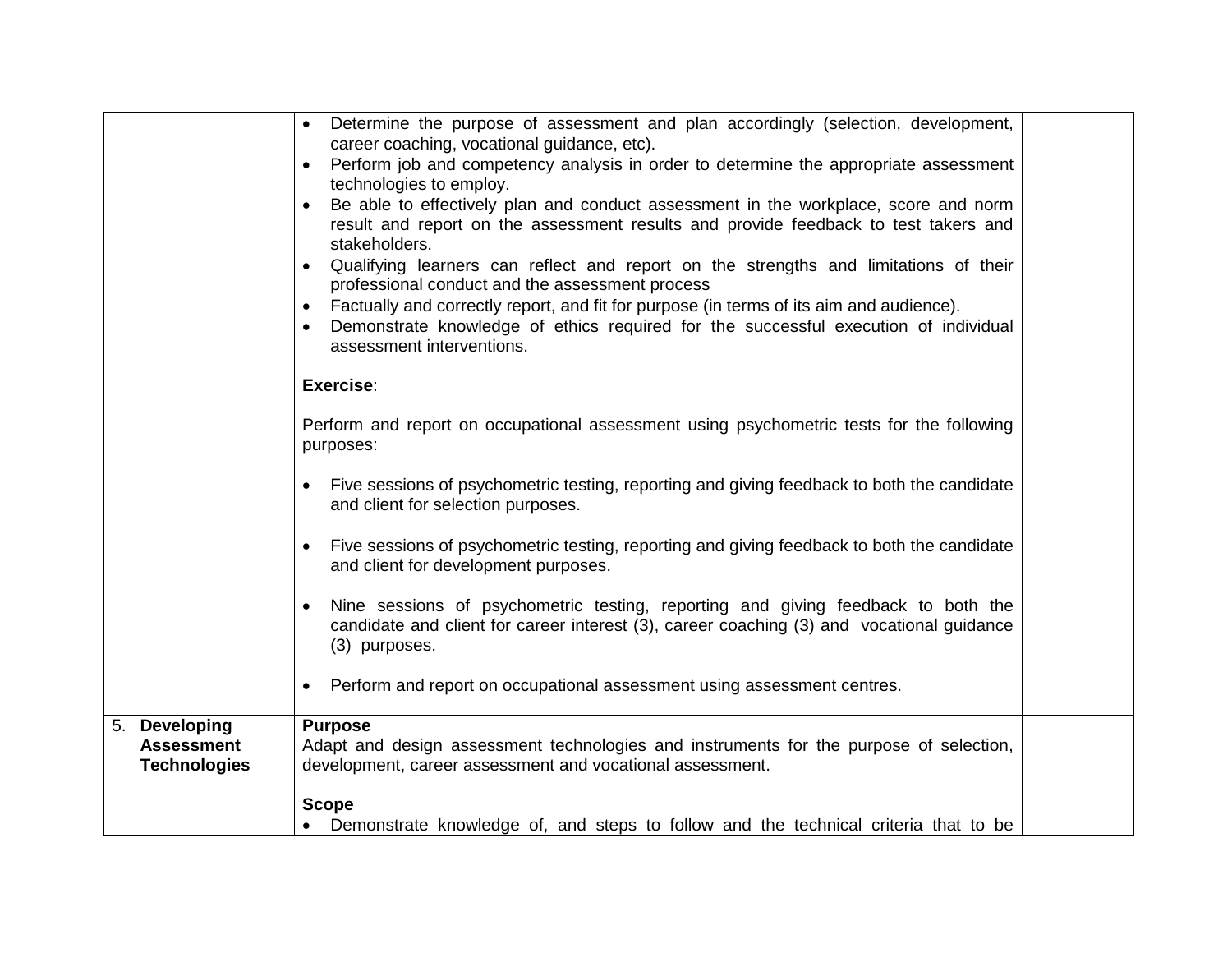| | | |
|---|---|---|
| | • Determine the purpose of assessment and plan accordingly (selection, development, career coaching, vocational guidance, etc).<br>• Perform job and competency analysis in order to determine the appropriate assessment technologies to employ.<br>• Be able to effectively plan and conduct assessment in the workplace, score and norm result and report on the assessment results and provide feedback to test takers and stakeholders.<br>• Qualifying learners can reflect and report on the strengths and limitations of their professional conduct and the assessment process<br>• Factually and correctly report, and fit for purpose (in terms of its aim and audience).<br>• Demonstrate knowledge of ethics required for the successful execution of individual assessment interventions.<br><br>**Exercise**:<br><br>Perform and report on occupational assessment using psychometric tests for the following purposes:<br><br>• Five sessions of psychometric testing, reporting and giving feedback to both the candidate and client for selection purposes.<br><br>• Five sessions of psychometric testing, reporting and giving feedback to both the candidate and client for development purposes.<br><br>• Nine sessions of psychometric testing, reporting and giving feedback to both the candidate and client for career interest (3), career coaching (3) and vocational guidance (3) purposes.<br><br>• Perform and report on occupational assessment using assessment centres. | |
| 5. **Developing Assessment Technologies** | **Purpose**<br>Adapt and design assessment technologies and instruments for the purpose of selection, development, career assessment and vocational assessment.<br><br>**Scope**<br>• Demonstrate knowledge of, and steps to follow and the technical criteria that to be | |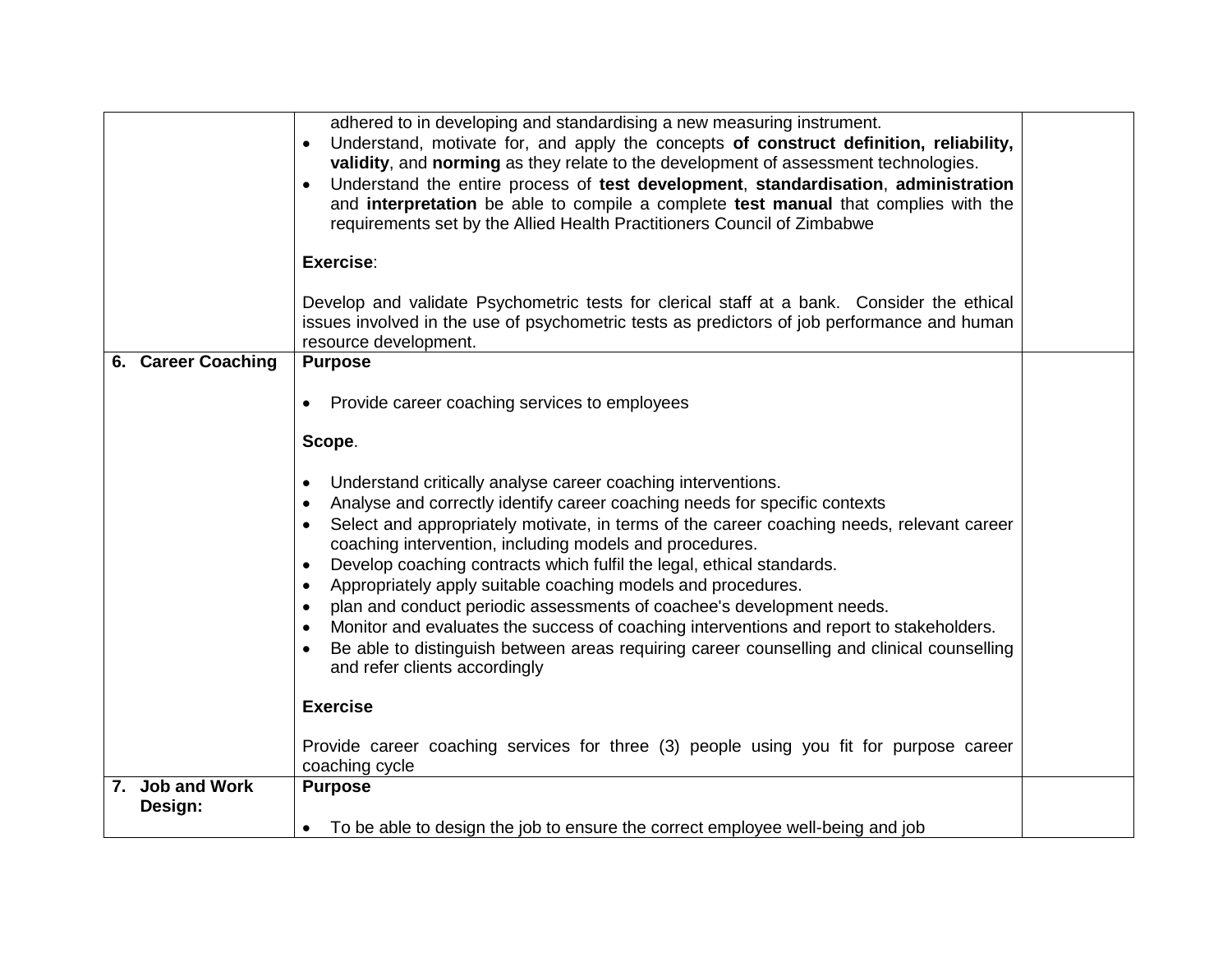| | | |
|---|---|---|
| | adhered to in developing and standardising a new measuring instrument.<br>• Understand, motivate for, and apply the concepts **of construct definition, reliability, validity**, and **norming** as they relate to the development of assessment technologies.<br>• Understand the entire process of **test development**, **standardisation**, **administration** and **interpretation** be able to compile a complete **test manual** that complies with the requirements set by the Allied Health Practitioners Council of Zimbabwe<br><br>**Exercise**:<br><br>Develop and validate Psychometric tests for clerical staff at a bank. Consider the ethical issues involved in the use of psychometric tests as predictors of job performance and human resource development. | |
| **6. Career Coaching** | **Purpose**<br><br>• Provide career coaching services to employees<br><br>**Scope**.<br><br>• Understand critically analyse career coaching interventions.<br>• Analyse and correctly identify career coaching needs for specific contexts<br>• Select and appropriately motivate, in terms of the career coaching needs, relevant career coaching intervention, including models and procedures.<br>• Develop coaching contracts which fulfil the legal, ethical standards.<br>• Appropriately apply suitable coaching models and procedures.<br>• plan and conduct periodic assessments of coachee's development needs.<br>• Monitor and evaluates the success of coaching interventions and report to stakeholders.<br>• Be able to distinguish between areas requiring career counselling and clinical counselling and refer clients accordingly<br><br>**Exercise**<br><br>Provide career coaching services for three (3) people using you fit for purpose career coaching cycle | |
| **7. Job and Work Design:** | **Purpose**<br><br>• To be able to design the job to ensure the correct employee well-being and job | |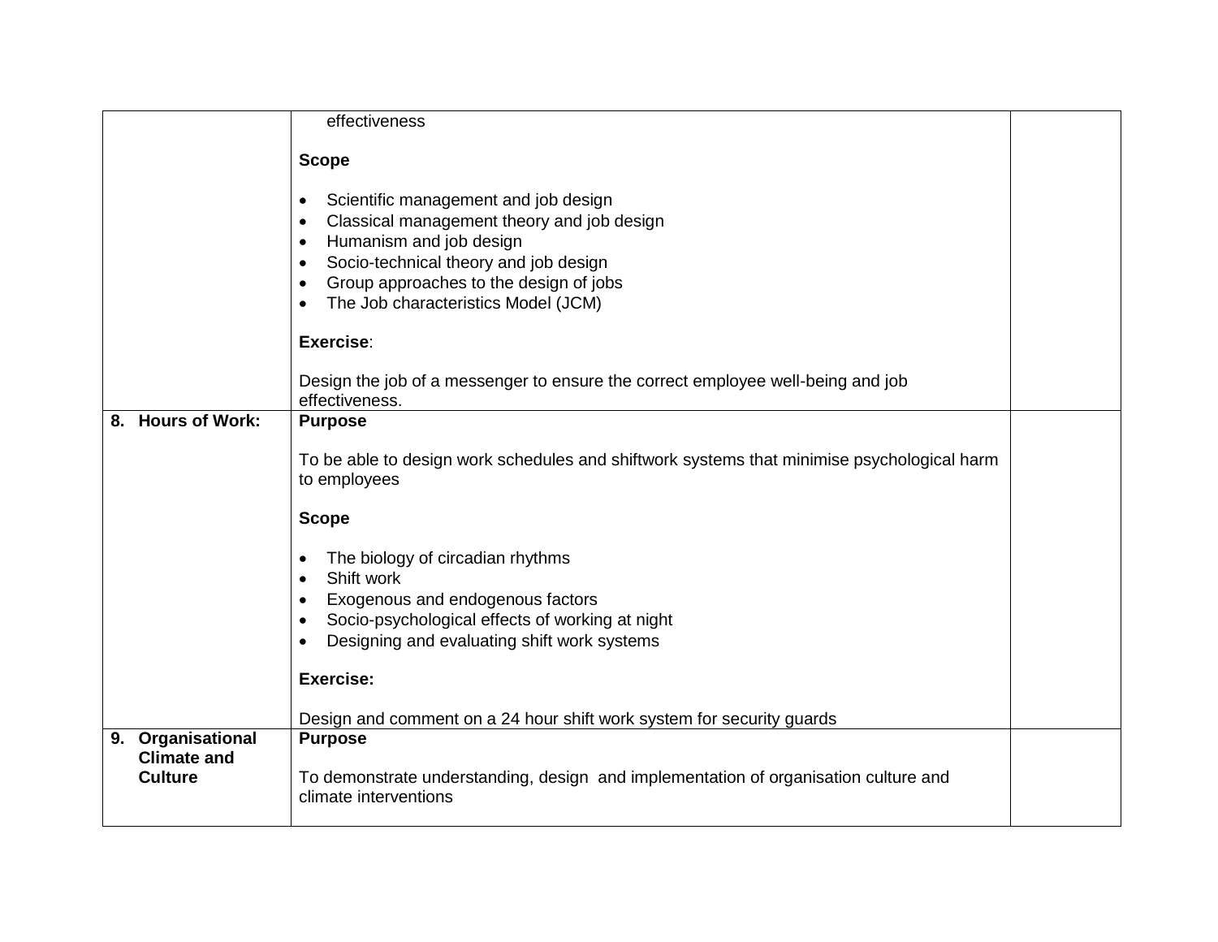| | | |
|---|---|---|
| | effectiveness<br><br>**Scope**<br><br>• Scientific management and job design<br>• Classical management theory and job design<br>• Humanism and job design<br>• Socio-technical theory and job design<br>• Group approaches to the design of jobs<br>• The Job characteristics Model (JCM)<br><br>**Exercise**:<br><br>Design the job of a messenger to ensure the correct employee well-being and job effectiveness. | |
| **8. Hours of Work:** | **Purpose**<br><br>To be able to design work schedules and shiftwork systems that minimise psychological harm to employees<br><br>**Scope**<br><br>• The biology of circadian rhythms<br>• Shift work<br>• Exogenous and endogenous factors<br>• Socio-psychological effects of working at night<br>• Designing and evaluating shift work systems<br><br>**Exercise:**<br><br>Design and comment on a 24 hour shift work system for security guards | |
| **9. Organisational Climate and Culture** | **Purpose**<br><br>To demonstrate understanding, design and implementation of organisation culture and climate interventions | |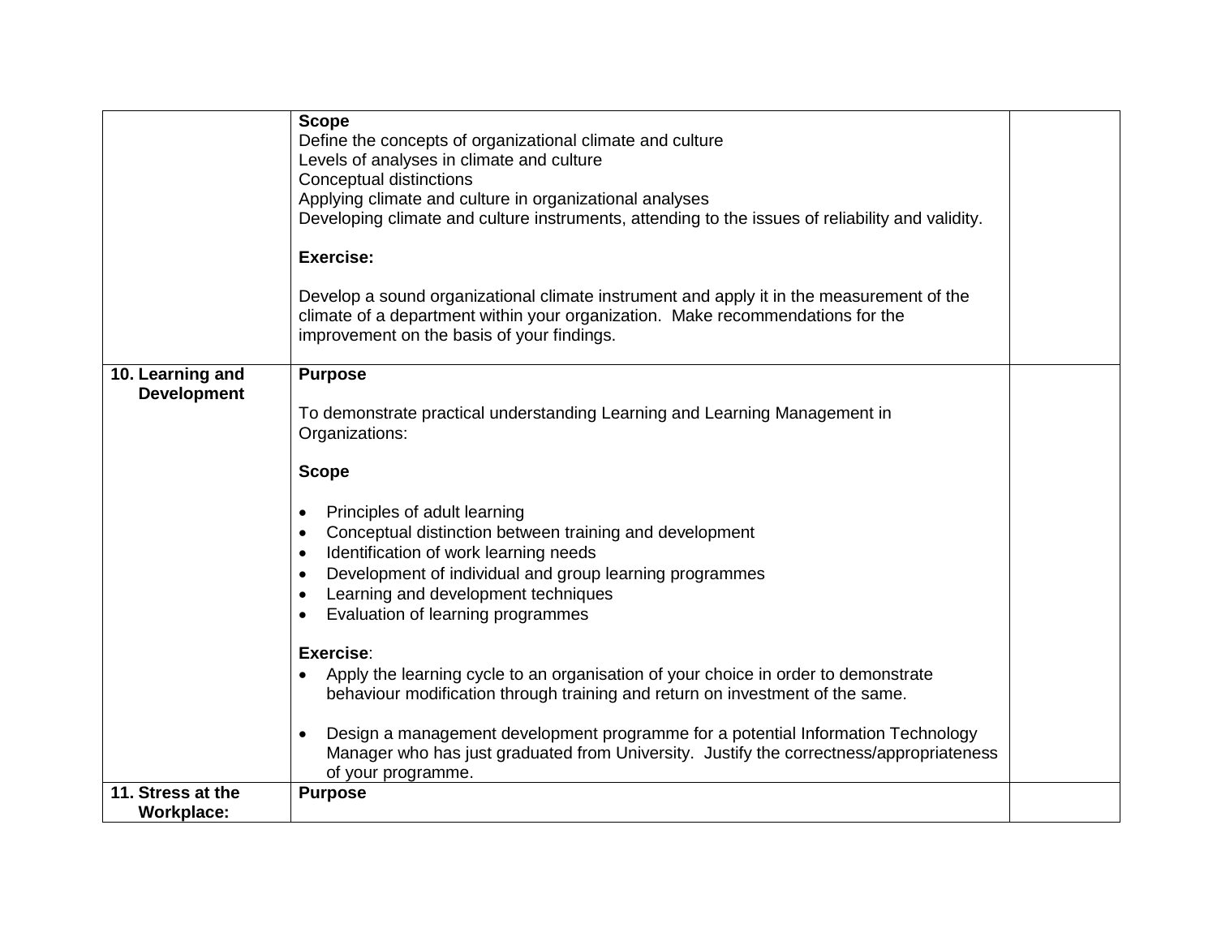| | | |
|---|---|---|
| | **Scope**<br>Define the concepts of organizational climate and culture<br>Levels of analyses in climate and culture<br>Conceptual distinctions<br>Applying climate and culture in organizational analyses<br>Developing climate and culture instruments, attending to the issues of reliability and validity.<br><br>**Exercise:**<br><br>Develop a sound organizational climate instrument and apply it in the measurement of the climate of a department within your organization. Make recommendations for the improvement on the basis of your findings. | |
| **10. Learning and Development** | **Purpose**<br><br>To demonstrate practical understanding Learning and Learning Management in Organizations:<br><br>**Scope**<br><br>• Principles of adult learning<br>• Conceptual distinction between training and development<br>• Identification of work learning needs<br>• Development of individual and group learning programmes<br>• Learning and development techniques<br>• Evaluation of learning programmes<br><br>**Exercise**:<br>• Apply the learning cycle to an organisation of your choice in order to demonstrate behaviour modification through training and return on investment of the same.<br><br>• Design a management development programme for a potential Information Technology Manager who has just graduated from University. Justify the correctness/appropriateness of your programme. | |
| **11. Stress at the Workplace:** | **Purpose** | |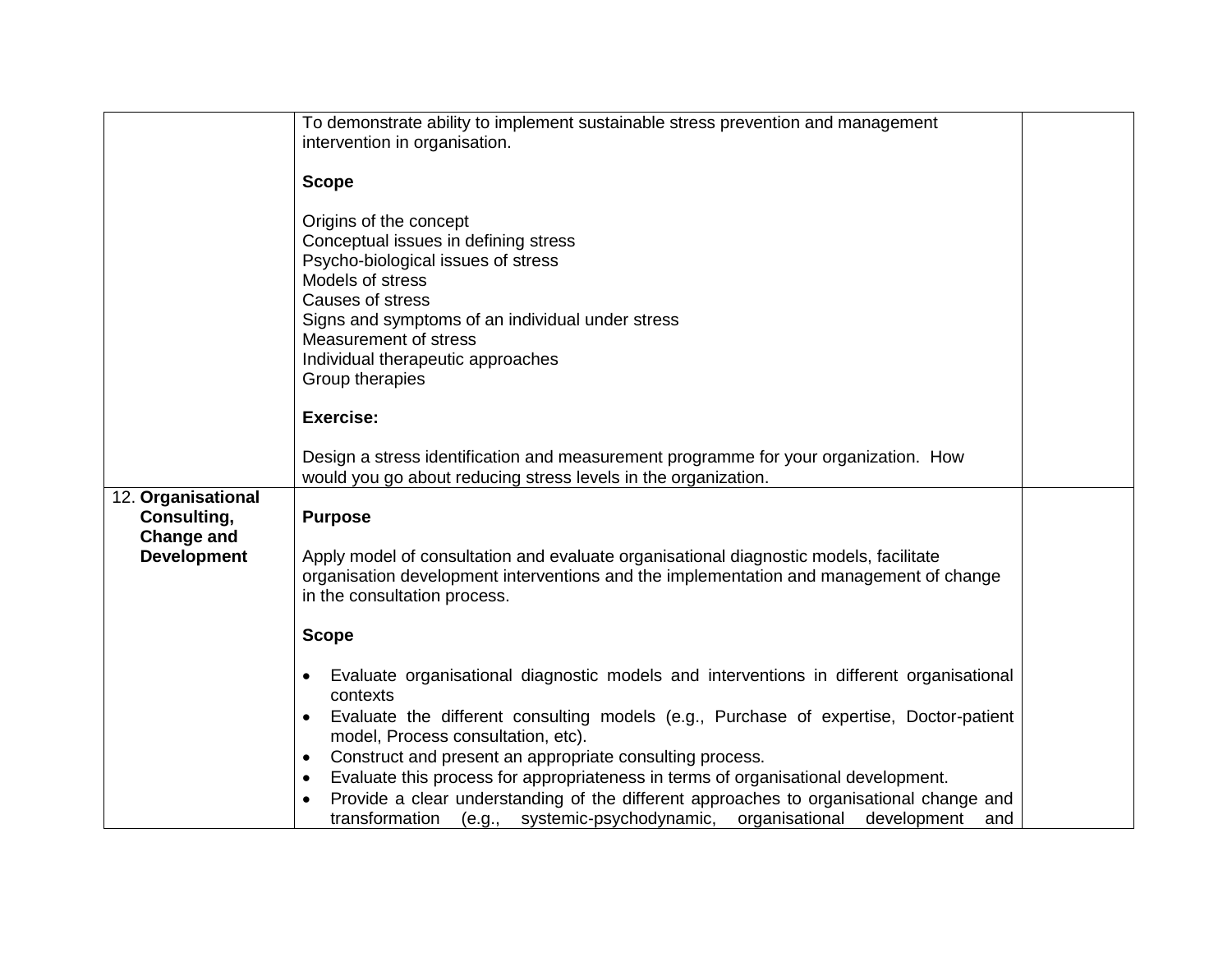| | | |
|---|---|---|
| | To demonstrate ability to implement sustainable stress prevention and management intervention in organisation.<br><br>**Scope**<br><br>Origins of the concept<br>Conceptual issues in defining stress<br>Psycho-biological issues of stress<br>Models of stress<br>Causes of stress<br>Signs and symptoms of an individual under stress<br>Measurement of stress<br>Individual therapeutic approaches<br>Group therapies<br><br>**Exercise:**<br><br>Design a stress identification and measurement programme for your organization. How would you go about reducing stress levels in the organization. | |
| 12. **Organisational Consulting, Change and Development** | **Purpose**<br><br>Apply model of consultation and evaluate organisational diagnostic models, facilitate organisation development interventions and the implementation and management of change in the consultation process.<br><br>**Scope**<br><br>• Evaluate organisational diagnostic models and interventions in different organisational contexts<br>• Evaluate the different consulting models (e.g., Purchase of expertise, Doctor-patient model, Process consultation, etc).<br>• Construct and present an appropriate consulting process.<br>• Evaluate this process for appropriateness in terms of organisational development.<br>• Provide a clear understanding of the different approaches to organisational change and transformation (e.g., systemic-psychodynamic, organisational development and | |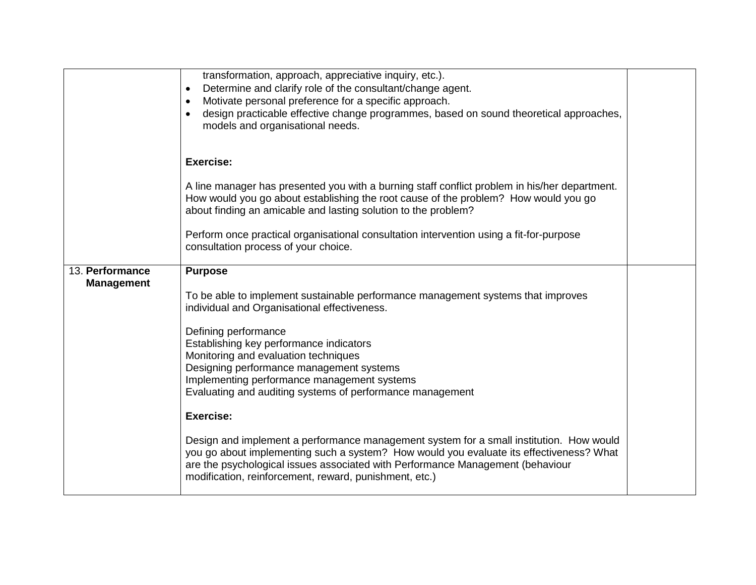| | | |
|---|---|---|
| | transformation, approach, appreciative inquiry, etc.).<br>• Determine and clarify role of the consultant/change agent.<br>• Motivate personal preference for a specific approach.<br>• design practicable effective change programmes, based on sound theoretical approaches, models and organisational needs.<br><br>**Exercise:**<br><br>A line manager has presented you with a burning staff conflict problem in his/her department. How would you go about establishing the root cause of the problem? How would you go about finding an amicable and lasting solution to the problem?<br><br>Perform once practical organisational consultation intervention using a fit-for-purpose consultation process of your choice. | |
| 13. **Performance Management** | **Purpose**<br><br>To be able to implement sustainable performance management systems that improves individual and Organisational effectiveness.<br><br>Defining performance<br>Establishing key performance indicators<br>Monitoring and evaluation techniques<br>Designing performance management systems<br>Implementing performance management systems<br>Evaluating and auditing systems of performance management<br><br>**Exercise:**<br><br>Design and implement a performance management system for a small institution. How would you go about implementing such a system? How would you evaluate its effectiveness? What are the psychological issues associated with Performance Management (behaviour modification, reinforcement, reward, punishment, etc.) | |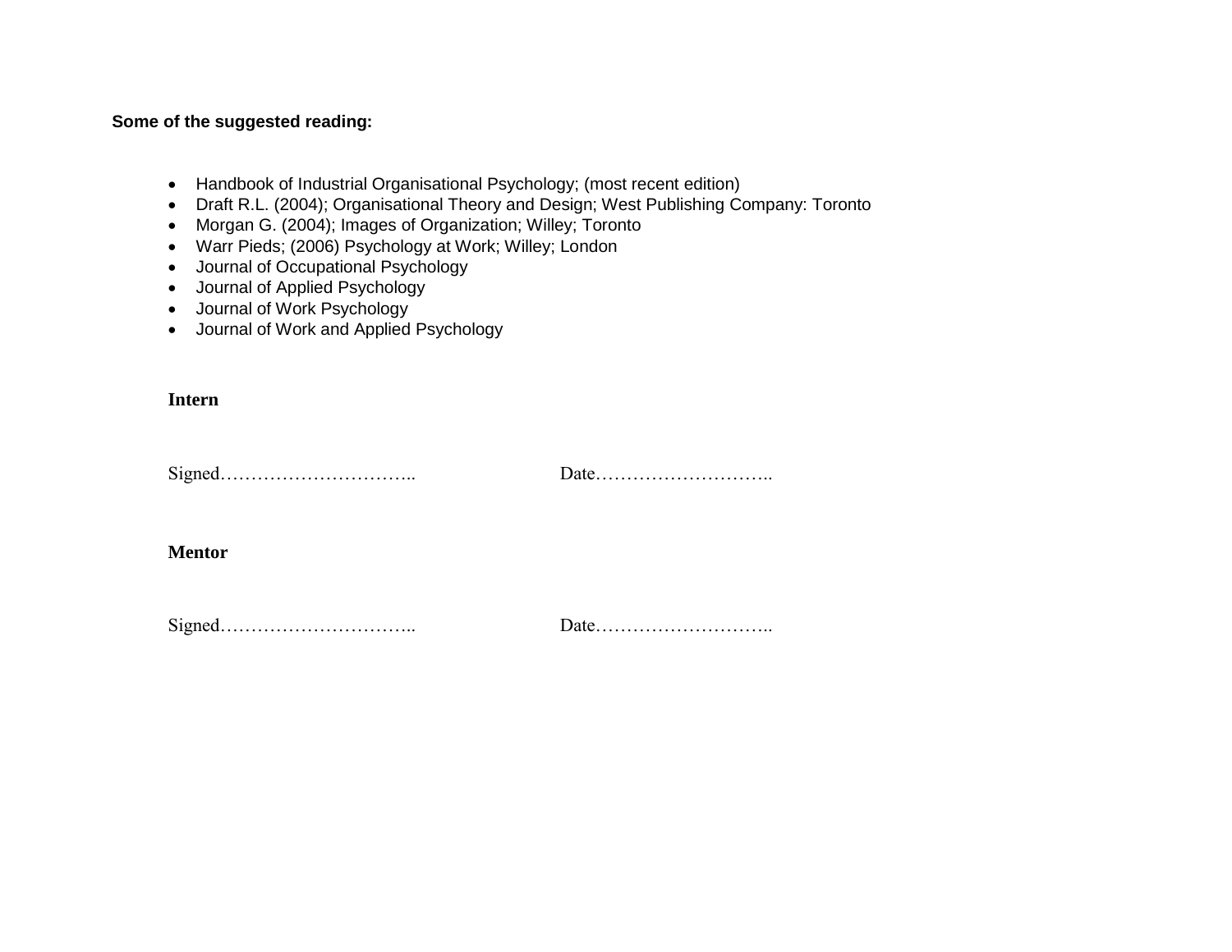**Some of the suggested reading:**

- Handbook of Industrial Organisational Psychology; (most recent edition)
- Draft R.L. (2004); Organisational Theory and Design; West Publishing Company: Toronto
- Morgan G. (2004); Images of Organization; Willey; Toronto
- Warr Pieds; (2006) Psychology at Work; Willey; London
- Journal of Occupational Psychology
- Journal of Applied Psychology
- Journal of Work Psychology
- Journal of Work and Applied Psychology

**Intern**

Signed………………………….. Date………………………..

**Mentor**

Signed………………………….. Date………………………..